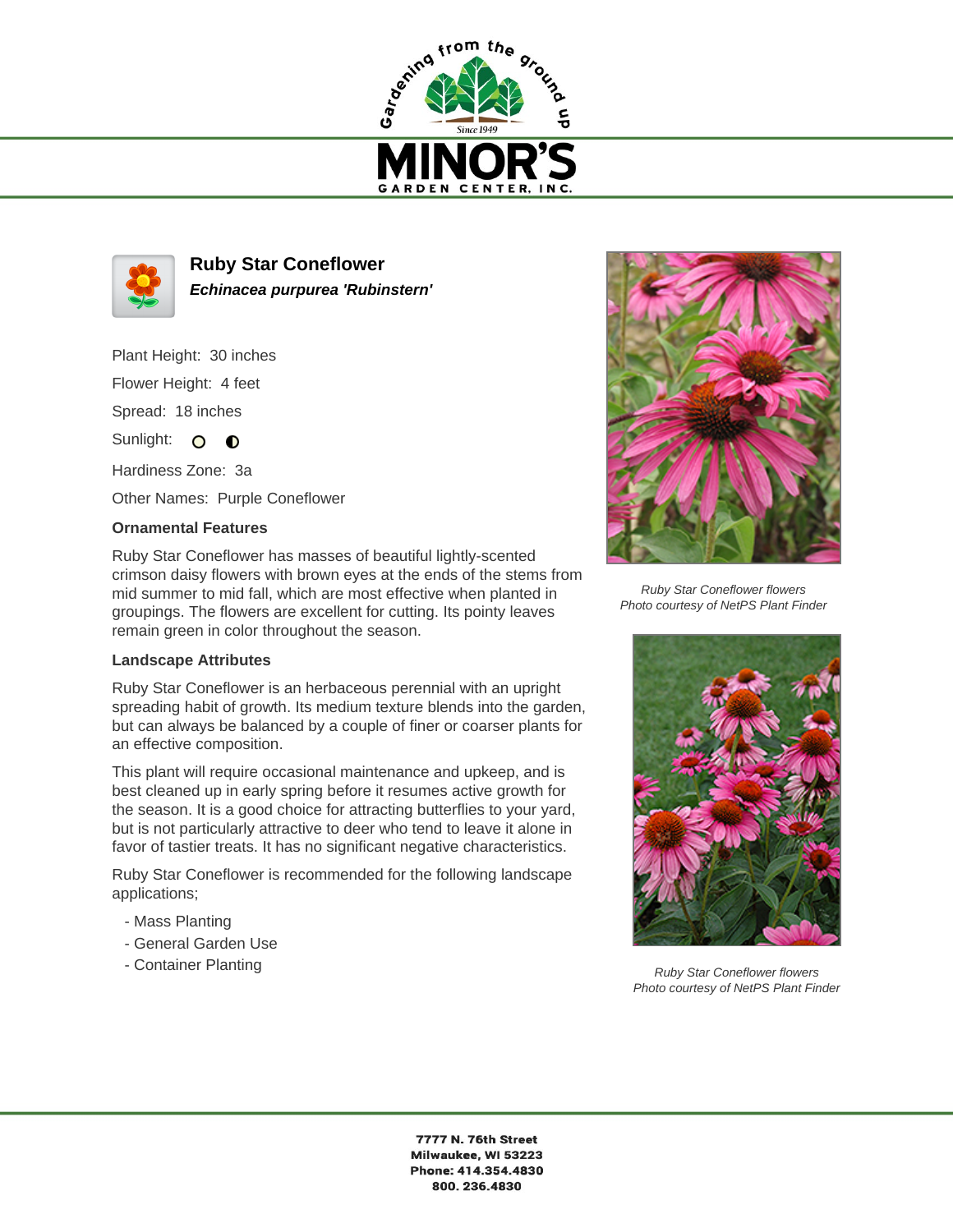Gardening from the ground up

Since 1949

# MINOR'S

GARDEN CENTER, INC.

## Ruby Star Coneflower

***Echinacea purpurea 'Rubinstern'***

Plant Height: 30 inches

Flower Height: 4 feet

Spread: 18 inches

Sunlight:

Hardiness Zone: 3a

Other Names: Purple Coneflower

### Ornamental Features

Ruby Star Coneflower has masses of beautiful lightly-scented crimson daisy flowers with brown eyes at the ends of the stems from mid summer to mid fall, which are most effective when planted in groupings. The flowers are excellent for cutting. Its pointy leaves remain green in color throughout the season.

### Landscape Attributes

Ruby Star Coneflower is an herbaceous perennial with an upright spreading habit of growth. Its medium texture blends into the garden, but can always be balanced by a couple of finer or coarser plants for an effective composition.

This plant will require occasional maintenance and upkeep, and is best cleaned up in early spring before it resumes active growth for the season. It is a good choice for attracting butterflies to your yard, but is not particularly attractive to deer who tend to leave it alone in favor of tastier treats. It has no significant negative characteristics.

Ruby Star Coneflower is recommended for the following landscape applications;

- Mass Planting
- General Garden Use
- Container Planting

*Ruby Star Coneflower flowers*
*Photo courtesy of NetPS Plant Finder*

*Ruby Star Coneflower flowers*
*Photo courtesy of NetPS Plant Finder*

**7777 N. 76th Street**
**Milwaukee, WI 53223**
**Phone: 414.354.4830**
**800. 236.4830**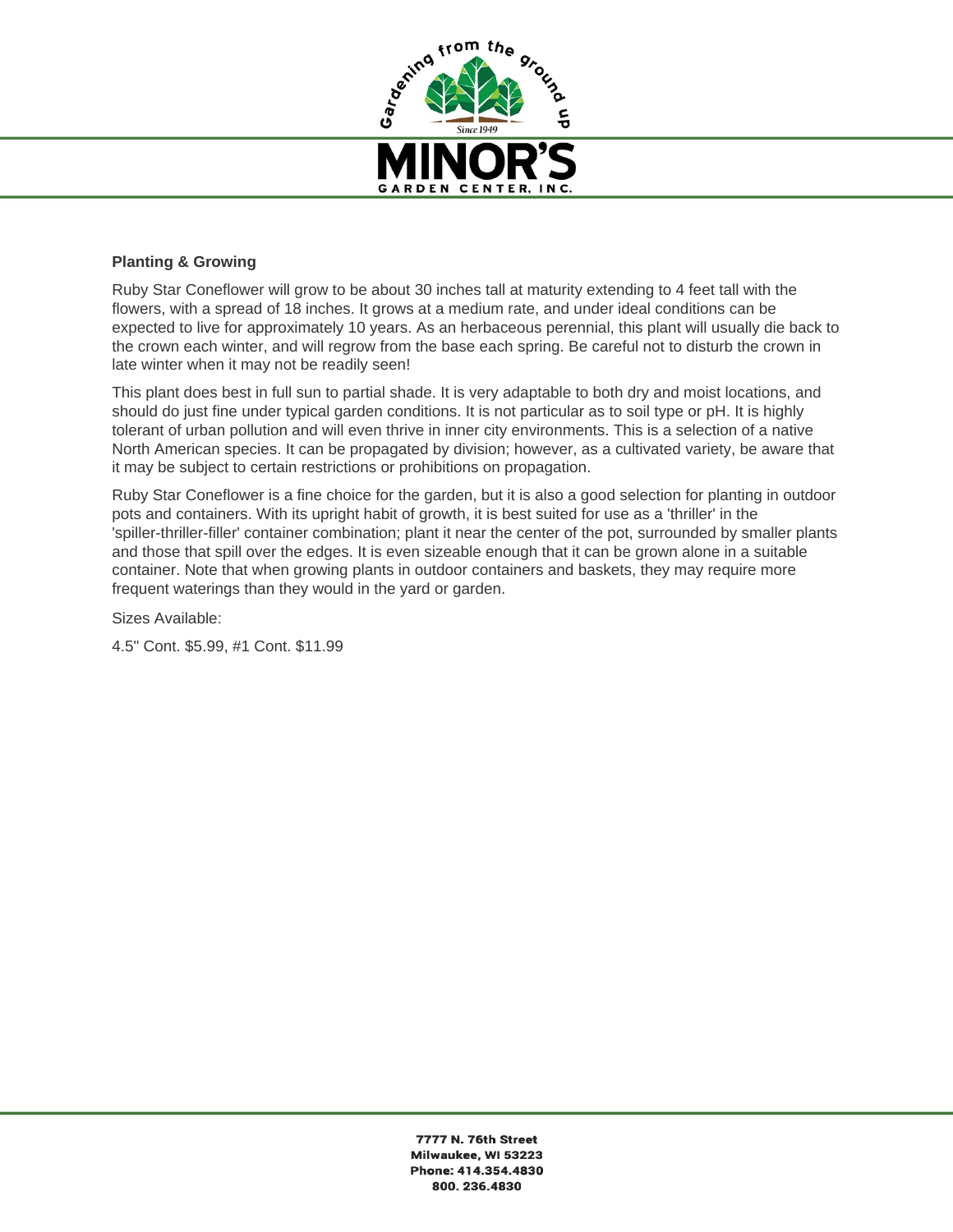## Planting & Growing

Ruby Star Coneflower will grow to be about 30 inches tall at maturity extending to 4 feet tall with the flowers, with a spread of 18 inches. It grows at a medium rate, and under ideal conditions can be expected to live for approximately 10 years. As an herbaceous perennial, this plant will usually die back to the crown each winter, and will regrow from the base each spring. Be careful not to disturb the crown in late winter when it may not be readily seen!

This plant does best in full sun to partial shade. It is very adaptable to both dry and moist locations, and should do just fine under typical garden conditions. It is not particular as to soil type or pH. It is highly tolerant of urban pollution and will even thrive in inner city environments. This is a selection of a native North American species. It can be propagated by division; however, as a cultivated variety, be aware that it may be subject to certain restrictions or prohibitions on propagation.

Ruby Star Coneflower is a fine choice for the garden, but it is also a good selection for planting in outdoor pots and containers. With its upright habit of growth, it is best suited for use as a 'thriller' in the 'spiller-thriller-filler' container combination; plant it near the center of the pot, surrounded by smaller plants and those that spill over the edges. It is even sizeable enough that it can be grown alone in a suitable container. Note that when growing plants in outdoor containers and baskets, they may require more frequent waterings than they would in the yard or garden.

Sizes Available:

4.5" Cont. $5.99, #1 Cont. $11.99